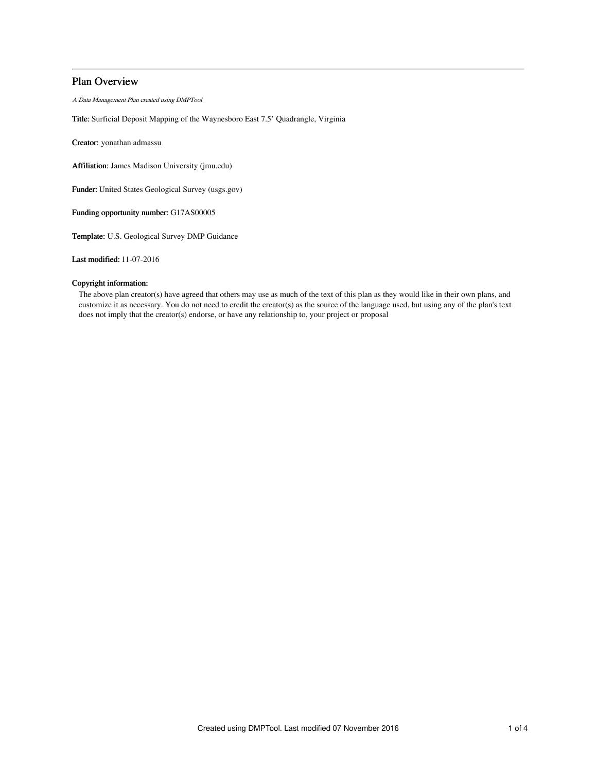# Plan Overview

*A Data Management Plan created using DMPTool*

**Title:** Surficial Deposit Mapping of the Waynesboro East 7.5' Quadrangle, Virginia

**Creator:** yonathan admassu

**Affiliation:** James Madison University (jmu.edu)

**Funder:** United States Geological Survey (usgs.gov)

**Funding opportunity number:** G17AS00005

**Template:** U.S. Geological Survey DMP Guidance

**Last modified:** 11-07-2016

**Copyright information:**

The above plan creator(s) have agreed that others may use as much of the text of this plan as they would like in their own plans, and customize it as necessary. You do not need to credit the creator(s) as the source of the language used, but using any of the plan's text does not imply that the creator(s) endorse, or have any relationship to, your project or proposal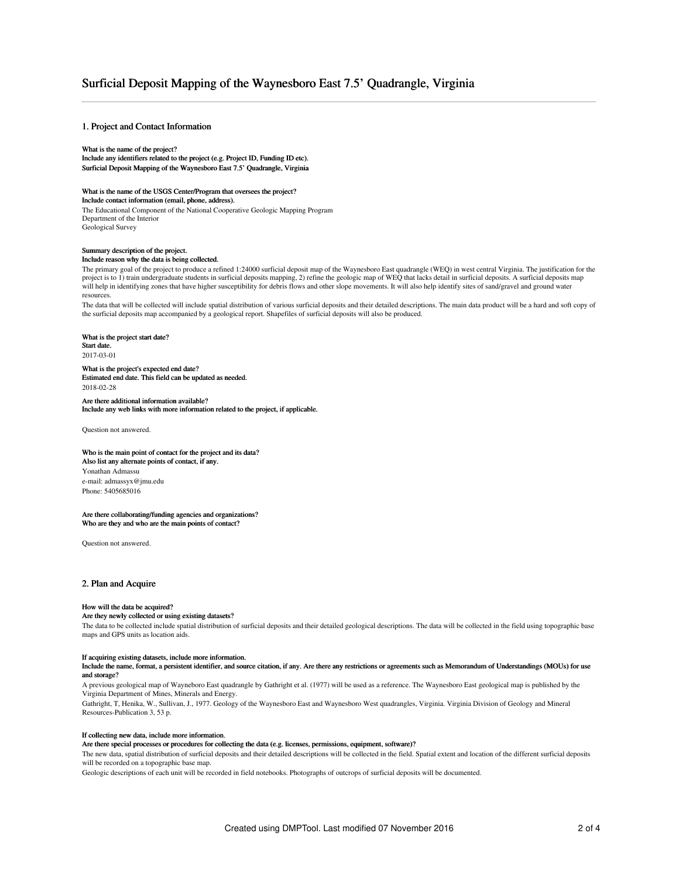# Surficial Deposit Mapping of the Waynesboro East 7.5' Quadrangle, Virginia

## 1. Project and Contact Information

**What is the name of the project?**
**Include any identifiers related to the project (e.g. Project ID, Funding ID etc).**
**Surficial Deposit Mapping of the Waynesboro East 7.5' Quadrangle, Virginia**

**What is the name of the USGS Center/Program that oversees the project?**
**Include contact information (email, phone, address).**
The Educational Component of the National Cooperative Geologic Mapping Program
Department of the Interior
Geological Survey

**Summary description of the project.**
**Include reason why the data is being collected.**
The primary goal of the project to produce a refined 1:24000 surficial deposit map of the Waynesboro East quadrangle (WEQ) in west central Virginia. The justification for the project is to 1) train undergraduate students in surficial deposits mapping, 2) refine the geologic map of WEQ that lacks detail in surficial deposits. A surficial deposits map will help in identifying zones that have higher susceptibility for debris flows and other slope movements. It will also help identify sites of sand/gravel and ground water resources.
The data that will be collected will include spatial distribution of various surficial deposits and their detailed descriptions. The main data product will be a hard and soft copy of the surficial deposits map accompanied by a geological report. Shapefiles of surficial deposits will also be produced.

**What is the project start date?**
**Start date.**
2017-03-01

**What is the project's expected end date?**
**Estimated end date. This field can be updated as needed.**
2018-02-28

**Are there additional information available?**
**Include any web links with more information related to the project, if applicable.**

Question not answered.

**Who is the main point of contact for the project and its data?**
**Also list any alternate points of contact, if any.**
Yonathan Admassu
e-mail: admassyx@jmu.edu
Phone: 5405685016

**Are there collaborating/funding agencies and organizations?**
**Who are they and who are the main points of contact?**

Question not answered.

## 2. Plan and Acquire

**How will the data be acquired?**
**Are they newly collected or using existing datasets?**
The data to be collected include spatial distribution of surficial deposits and their detailed geological descriptions. The data will be collected in the field using topographic base maps and GPS units as location aids.

**If acquiring existing datasets, include more information.**
**Include the name, format, a persistent identifier, and source citation, if any. Are there any restrictions or agreements such as Memorandum of Understandings (MOUs) for use and storage?**
A previous geological map of Wayneboro East quadrangle by Gathright et al. (1977) will be used as a reference. The Waynesboro East geological map is published by the Virginia Department of Mines, Minerals and Energy.
Gathright, T, Henika, W., Sullivan, J., 1977. Geology of the Waynesboro East and Waynesboro West quadrangles, Virginia. Virginia Division of Geology and Mineral Resources-Publication 3, 53 p.

**If collecting new data, include more information.**
**Are there special processes or procedures for collecting the data (e.g. licenses, permissions, equipment, software)?**
The new data, spatial distribution of surficial deposits and their detailed descriptions will be collected in the field. Spatial extent and location of the different surficial deposits will be recorded on a topographic base map.
Geologic descriptions of each unit will be recorded in field notebooks. Photographs of outcrops of surficial deposits will be documented.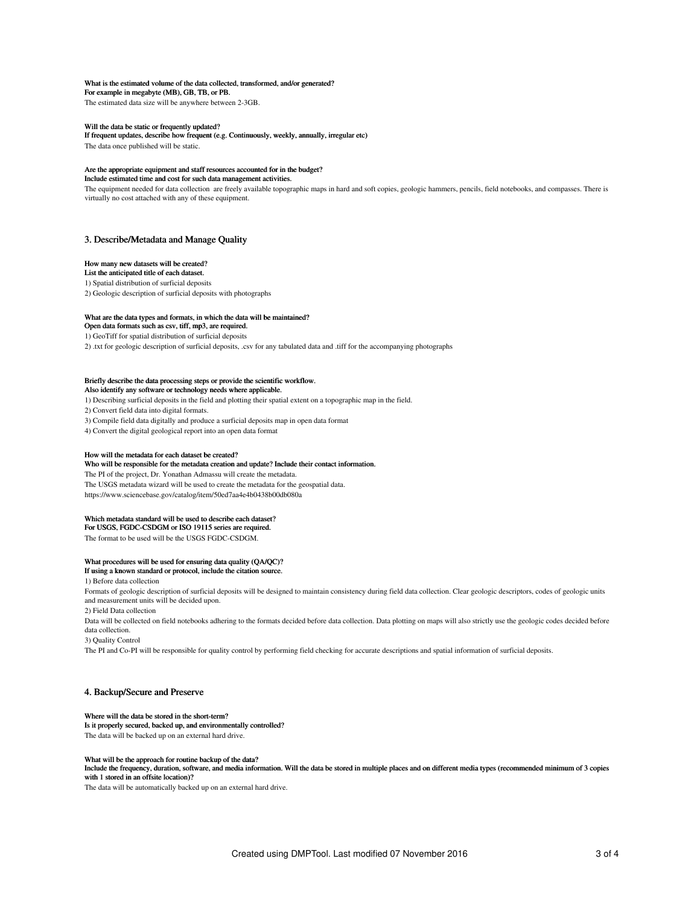**What is the estimated volume of the data collected, transformed, and/or generated?**
**For example in megabyte (MB), GB, TB, or PB.**

The estimated data size will be anywhere between 2-3GB.

**Will the data be static or frequently updated?**
**If frequent updates, describe how frequent (e.g. Continuously, weekly, annually, irregular etc)**

The data once published will be static.

**Are the appropriate equipment and staff resources accounted for in the budget?**
**Include estimated time and cost for such data management activities.**

The equipment needed for data collection are freely available topographic maps in hard and soft copies, geologic hammers, pencils, field notebooks, and compasses. There is virtually no cost attached with any of these equipment.

## 3. Describe/Metadata and Manage Quality

**How many new datasets will be created?**
**List the anticipated title of each dataset.**

1) Spatial distribution of surficial deposits

2) Geologic description of surficial deposits with photographs

**What are the data types and formats, in which the data will be maintained?**
**Open data formats such as csv, tiff, mp3, are required.**

1) GeoTiff for spatial distribution of surficial deposits

2) .txt for geologic description of surficial deposits, .csv for any tabulated data and .tiff for the accompanying photographs

**Briefly describe the data processing steps or provide the scientific workflow.**
**Also identify any software or technology needs where applicable.**

1) Describing surficial deposits in the field and plotting their spatial extent on a topographic map in the field.

2) Convert field data into digital formats.

3) Compile field data digitally and produce a surficial deposits map in open data format

4) Convert the digital geological report into an open data format

**How will the metadata for each dataset be created?**
**Who will be responsible for the metadata creation and update? Include their contact information.**

The PI of the project, Dr. Yonathan Admassu will create the metadata.

The USGS metadata wizard will be used to create the metadata for the geospatial data.

https://www.sciencebase.gov/catalog/item/50ed7aa4e4b0438b00db080a

**Which metadata standard will be used to describe each dataset?**
**For USGS, FGDC-CSDGM or ISO 19115 series are required.**

The format to be used will be the USGS FGDC-CSDGM.

**What procedures will be used for ensuring data quality (QA/QC)?**
**If using a known standard or protocol, include the citation source.**

1) Before data collection

Formats of geologic description of surficial deposits will be designed to maintain consistency during field data collection. Clear geologic descriptors, codes of geologic units and measurement units will be decided upon.

2) Field Data collection

Data will be collected on field notebooks adhering to the formats decided before data collection. Data plotting on maps will also strictly use the geologic codes decided before data collection.

3) Quality Control

The PI and Co-PI will be responsible for quality control by performing field checking for accurate descriptions and spatial information of surficial deposits.

## 4. Backup/Secure and Preserve

**Where will the data be stored in the short-term?**
**Is it properly secured, backed up, and environmentally controlled?**

The data will be backed up on an external hard drive.

**What will be the approach for routine backup of the data?**
**Include the frequency, duration, software, and media information. Will the data be stored in multiple places and on different media types (recommended minimum of 3 copies with 1 stored in an offsite location)?**

The data will be automatically backed up on an external hard drive.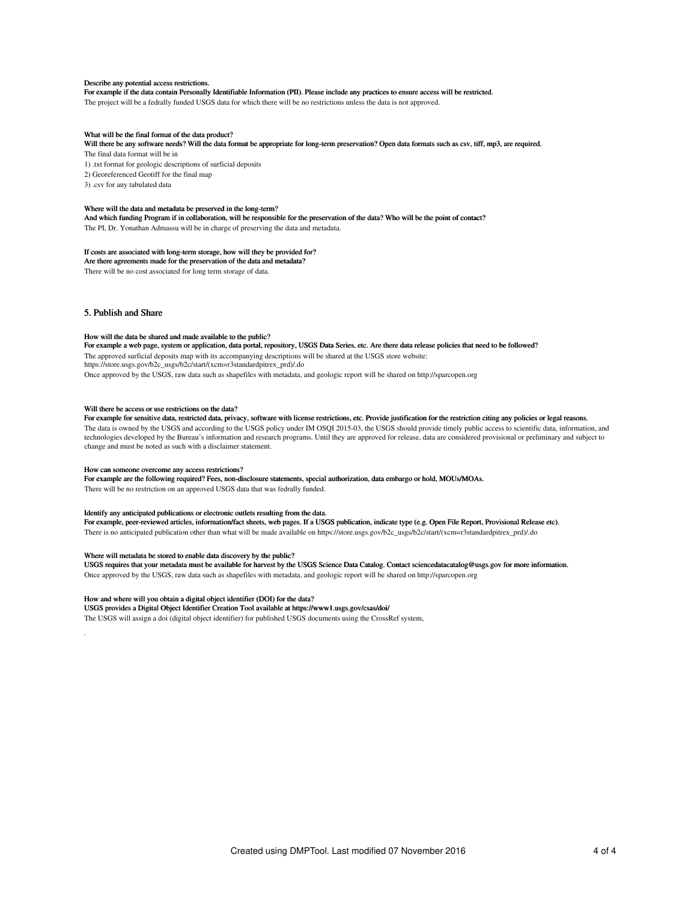**Describe any potential access restrictions.**
**For example if the data contain Personally Identifiable Information (PII). Please include any practices to ensure access will be restricted.**

The project will be a fedrally funded USGS data for which there will be no restrictions unless the data is not approved.

**What will be the final format of the data product?**
**Will there be any software needs? Will the data format be appropriate for long-term preservation? Open data formats such as csv, tiff, mp3, are required.**

The final data format will be in

1) .txt format for geologic descriptions of surficial deposits
2) Georeferenced Geotiff for the final map
3) .csv for any tabulated data

**Where will the data and metadata be preserved in the long-term?**
**And which funding Program if in collaboration, will be responsible for the preservation of the data? Who will be the point of contact?**

The PI, Dr. Yonathan Admassu will be in charge of preserving the data and metadata.

**If costs are associated with long-term storage, how will they be provided for?**
**Are there agreements made for the preservation of the data and metadata?**

There will be no cost associated for long term storage of data.

## 5. Publish and Share

**How will the data be shared and made available to the public?**
**For example a web page, system or application, data portal, repository, USGS Data Series, etc. Are there data release policies that need to be followed?**

The approved surficial deposits map with its accompanying descriptions will be shared at the USGS store website:
https://store.usgs.gov/b2c_usgs/b2c/start/(xcm=r3standardpitrex_prd)/.do

Once approved by the USGS, raw data such as shapefiles with metadata, and geologic report will be shared on http://sparcopen.org

**Will there be access or use restrictions on the data?**
**For example for sensitive data, restricted data, privacy, software with license restrictions, etc. Provide justification for the restriction citing any policies or legal reasons.**

The data is owned by the USGS and according to the USGS policy under IM OSQI 2015-03, the USGS should provide timely public access to scientific data, information, and technologies developed by the Bureau's information and research programs. Until they are approved for release, data are considered provisional or preliminary and subject to change and must be noted as such with a disclaimer statement.

**How can someone overcome any access restrictions?**
**For example are the following required? Fees, non-disclosure statements, special authorization, data embargo or hold, MOUs/MOAs.**

There will be no restriction on an approved USGS data that was fedrally funded.

**Identify any anticipated publications or electronic outlets resulting from the data.**
**For example, peer-reviewed articles, information/fact sheets, web pages. If a USGS publication, indicate type (e.g. Open File Report, Provisional Release etc).**

There is no anticipated publication other than what will be made available on https://store.usgs.gov/b2c_usgs/b2c/start/(xcm=r3standardpitrex_prd)/.do

**Where will metadata be stored to enable data discovery by the public?**
**USGS requires that your metadata must be available for harvest by the USGS Science Data Catalog. Contact sciencedatacatalog@usgs.gov for more information.**

Once approved by the USGS, raw data such as shapefiles with metadata, and geologic report will be shared on http://sparcopen.org

**How and where will you obtain a digital object identifier (DOI) for the data?**
**USGS provides a Digital Object Identifier Creation Tool available at https://www1.usgs.gov/csas/doi/**

The USGS will assign a doi (digital object identifier) for published USGS documents using the CrossRef system,